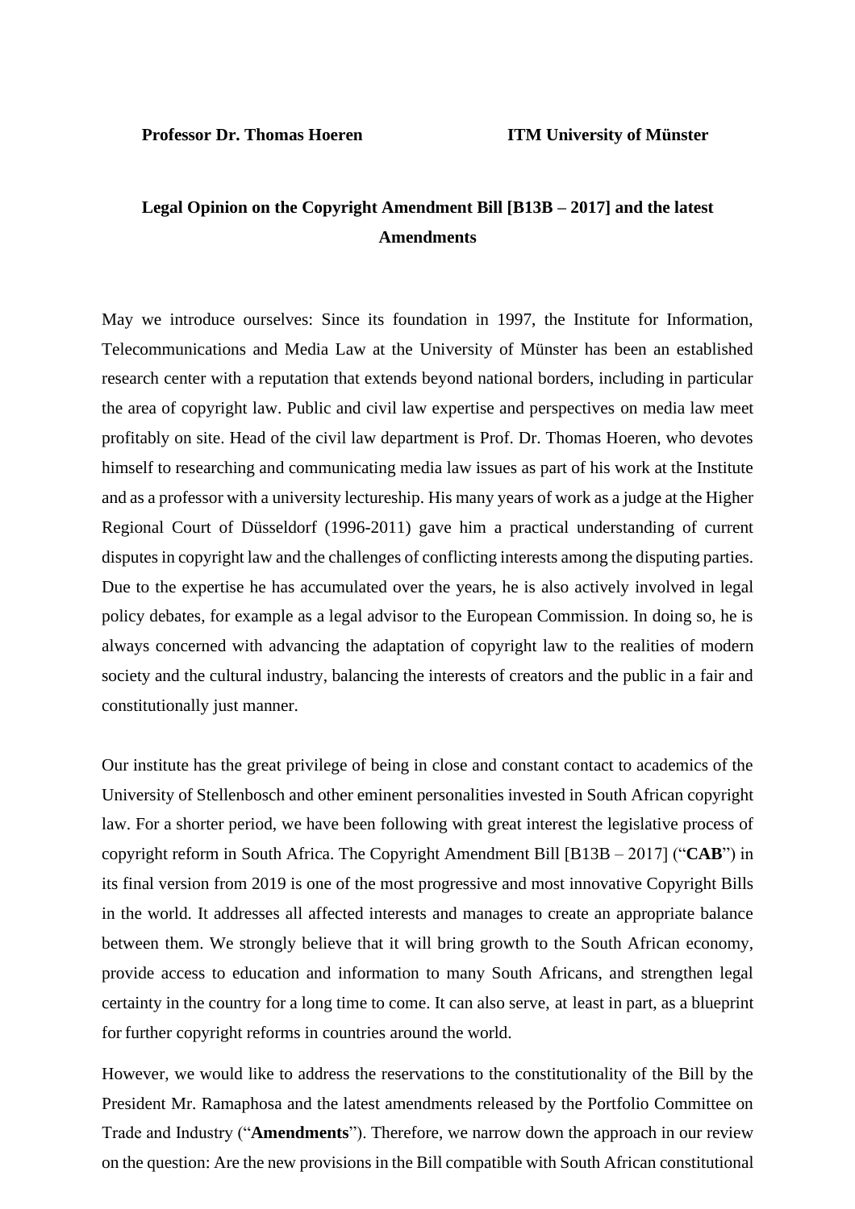**Professor Dr. Thomas Hoeren** **ITM University of Münster**

# Legal Opinion on the Copyright Amendment Bill [B13B – 2017] and the latest Amendments

May we introduce ourselves: Since its foundation in 1997, the Institute for Information, Telecommunications and Media Law at the University of Münster has been an established research center with a reputation that extends beyond national borders, including in particular the area of copyright law. Public and civil law expertise and perspectives on media law meet profitably on site. Head of the civil law department is Prof. Dr. Thomas Hoeren, who devotes himself to researching and communicating media law issues as part of his work at the Institute and as a professor with a university lectureship. His many years of work as a judge at the Higher Regional Court of Düsseldorf (1996-2011) gave him a practical understanding of current disputes in copyright law and the challenges of conflicting interests among the disputing parties. Due to the expertise he has accumulated over the years, he is also actively involved in legal policy debates, for example as a legal advisor to the European Commission. In doing so, he is always concerned with advancing the adaptation of copyright law to the realities of modern society and the cultural industry, balancing the interests of creators and the public in a fair and constitutionally just manner.

Our institute has the great privilege of being in close and constant contact to academics of the University of Stellenbosch and other eminent personalities invested in South African copyright law. For a shorter period, we have been following with great interest the legislative process of copyright reform in South Africa. The Copyright Amendment Bill [B13B – 2017] ("**CAB**") in its final version from 2019 is one of the most progressive and most innovative Copyright Bills in the world. It addresses all affected interests and manages to create an appropriate balance between them. We strongly believe that it will bring growth to the South African economy, provide access to education and information to many South Africans, and strengthen legal certainty in the country for a long time to come. It can also serve, at least in part, as a blueprint for further copyright reforms in countries around the world.

However, we would like to address the reservations to the constitutionality of the Bill by the President Mr. Ramaphosa and the latest amendments released by the Portfolio Committee on Trade and Industry ("**Amendments**"). Therefore, we narrow down the approach in our review on the question: Are the new provisions in the Bill compatible with South African constitutional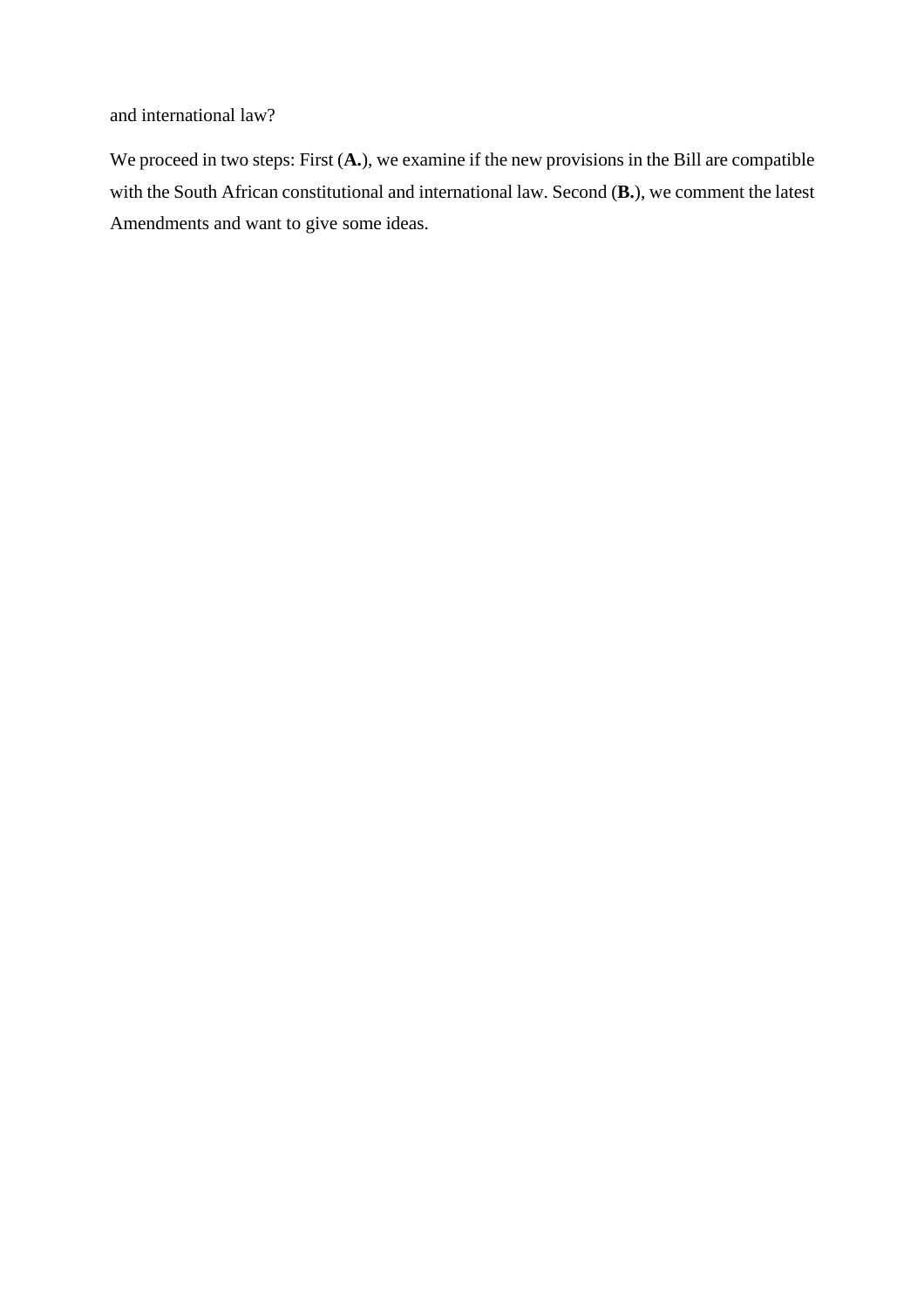and international law?

We proceed in two steps: First (**A.**), we examine if the new provisions in the Bill are compatible with the South African constitutional and international law. Second (**B.**), we comment the latest Amendments and want to give some ideas.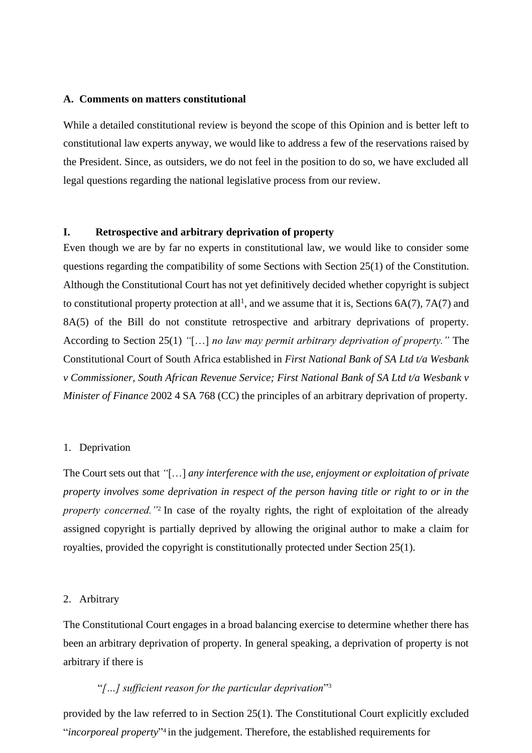## A. Comments on matters constitutional

While a detailed constitutional review is beyond the scope of this Opinion and is better left to constitutional law experts anyway, we would like to address a few of the reservations raised by the President. Since, as outsiders, we do not feel in the position to do so, we have excluded all legal questions regarding the national legislative process from our review.

### I. Retrospective and arbitrary deprivation of property

Even though we are by far no experts in constitutional law, we would like to consider some questions regarding the compatibility of some Sections with Section 25(1) of the Constitution. Although the Constitutional Court has not yet definitively decided whether copyright is subject to constitutional property protection at all[1], and we assume that it is, Sections 6A(7), 7A(7) and 8A(5) of the Bill do not constitute retrospective and arbitrary deprivations of property. According to Section 25(1) *"*[…] *no law may permit arbitrary deprivation of property."* The Constitutional Court of South Africa established in *First National Bank of SA Ltd t/a Wesbank v Commissioner, South African Revenue Service; First National Bank of SA Ltd t/a Wesbank v Minister of Finance* 2002 4 SA 768 (CC) the principles of an arbitrary deprivation of property.

1. Deprivation

The Court sets out that *"*[…] *any interference with the use, enjoyment or exploitation of private property involves some deprivation in respect of the person having title or right to or in the property concerned."*[2] In case of the royalty rights, the right of exploitation of the already assigned copyright is partially deprived by allowing the original author to make a claim for royalties, provided the copyright is constitutionally protected under Section 25(1).

2. Arbitrary

The Constitutional Court engages in a broad balancing exercise to determine whether there has been an arbitrary deprivation of property. In general speaking, a deprivation of property is not arbitrary if there is

> "*[…] sufficient reason for the particular deprivation*"[3]

provided by the law referred to in Section 25(1). The Constitutional Court explicitly excluded "*incorporeal property*"[4] in the judgement. Therefore, the established requirements for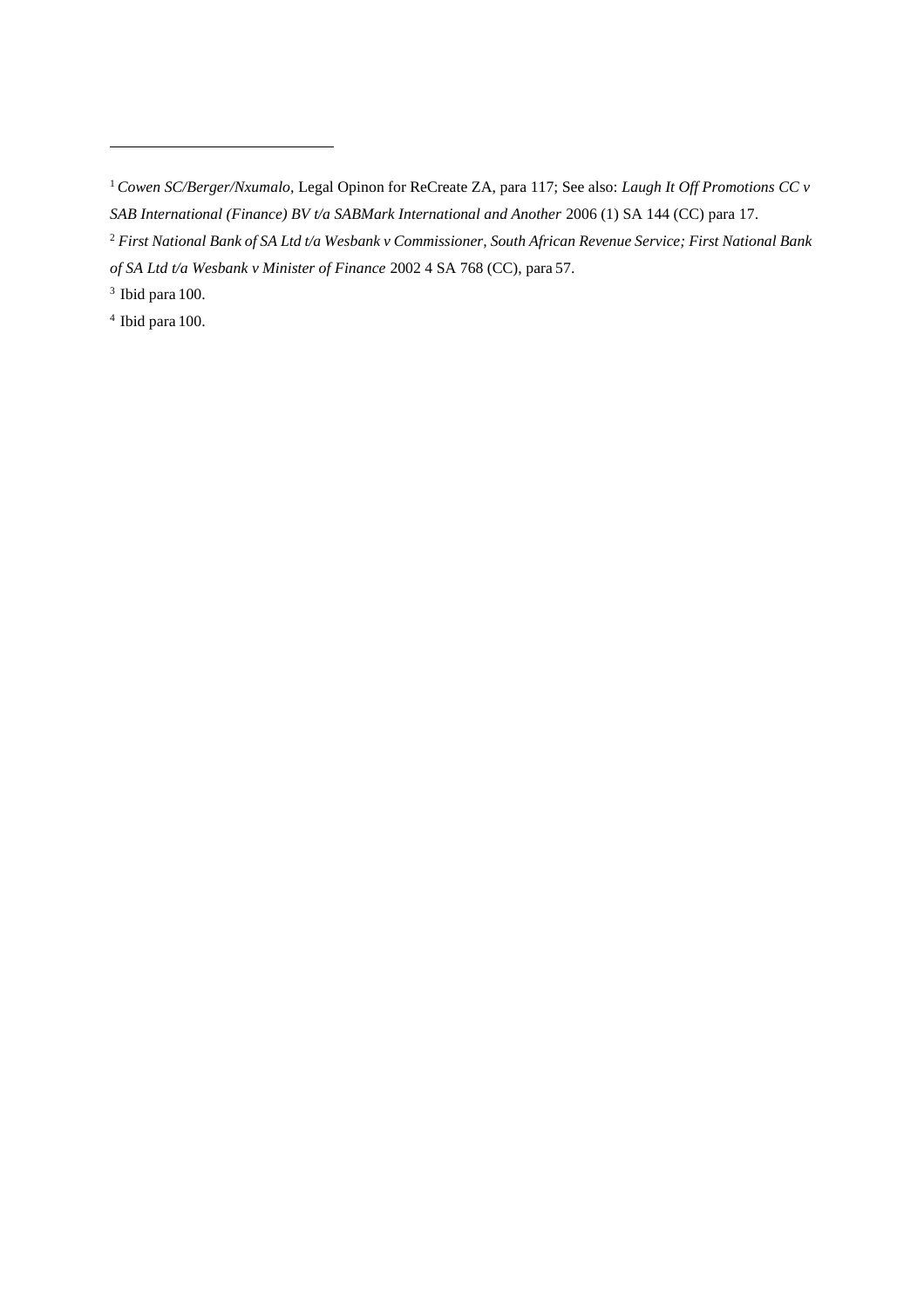[1] *Cowen SC/Berger/Nxumalo*, Legal Opinon for ReCreate ZA, para 117; See also: *Laugh It Off Promotions CC v SAB International (Finance) BV t/a SABMark International and Another* 2006 (1) SA 144 (CC) para 17.

[2] *First National Bank of SA Ltd t/a Wesbank v Commissioner, South African Revenue Service; First National Bank of SA Ltd t/a Wesbank v Minister of Finance* 2002 4 SA 768 (CC), para 57.

[3] Ibid para 100.

[4] Ibid para 100.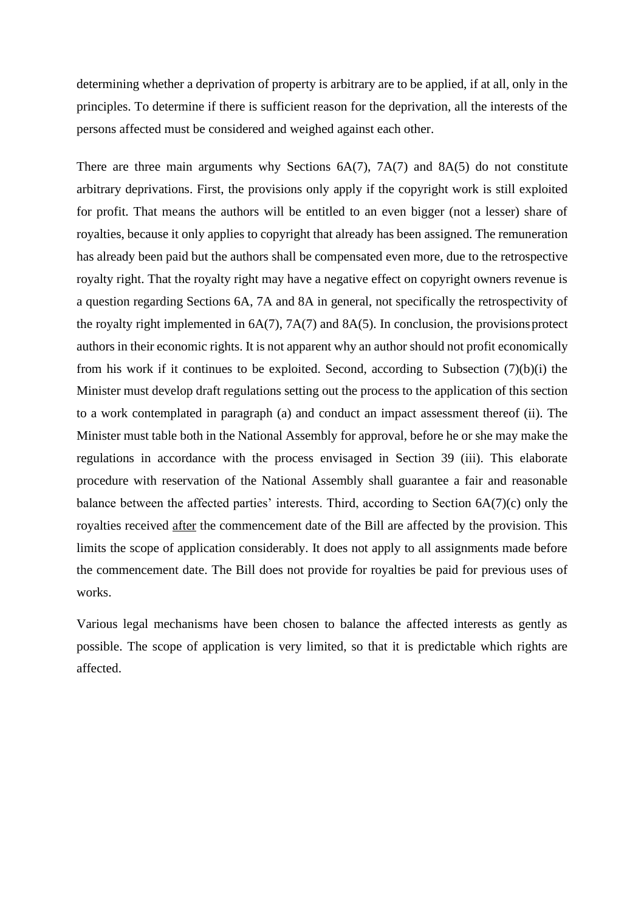determining whether a deprivation of property is arbitrary are to be applied, if at all, only in the principles. To determine if there is sufficient reason for the deprivation, all the interests of the persons affected must be considered and weighed against each other.

There are three main arguments why Sections 6A(7), 7A(7) and 8A(5) do not constitute arbitrary deprivations. First, the provisions only apply if the copyright work is still exploited for profit. That means the authors will be entitled to an even bigger (not a lesser) share of royalties, because it only applies to copyright that already has been assigned. The remuneration has already been paid but the authors shall be compensated even more, due to the retrospective royalty right. That the royalty right may have a negative effect on copyright owners revenue is a question regarding Sections 6A, 7A and 8A in general, not specifically the retrospectivity of the royalty right implemented in 6A(7), 7A(7) and 8A(5). In conclusion, the provisions protect authors in their economic rights. It is not apparent why an author should not profit economically from his work if it continues to be exploited. Second, according to Subsection (7)(b)(i) the Minister must develop draft regulations setting out the process to the application of this section to a work contemplated in paragraph (a) and conduct an impact assessment thereof (ii). The Minister must table both in the National Assembly for approval, before he or she may make the regulations in accordance with the process envisaged in Section 39 (iii). This elaborate procedure with reservation of the National Assembly shall guarantee a fair and reasonable balance between the affected parties' interests. Third, according to Section 6A(7)(c) only the royalties received <u>after</u> the commencement date of the Bill are affected by the provision. This limits the scope of application considerably. It does not apply to all assignments made before the commencement date. The Bill does not provide for royalties be paid for previous uses of works.

Various legal mechanisms have been chosen to balance the affected interests as gently as possible. The scope of application is very limited, so that it is predictable which rights are affected.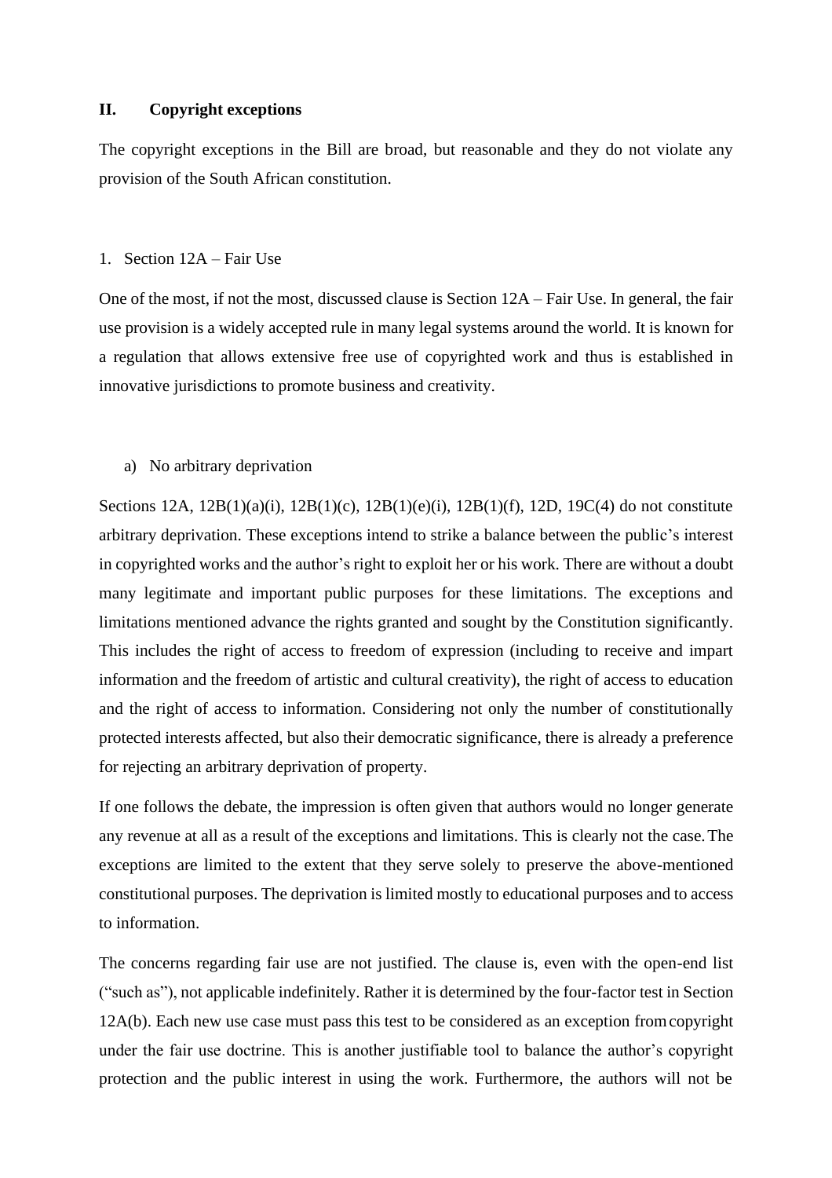## II. Copyright exceptions

The copyright exceptions in the Bill are broad, but reasonable and they do not violate any provision of the South African constitution.

### 1. Section 12A – Fair Use

One of the most, if not the most, discussed clause is Section 12A – Fair Use. In general, the fair use provision is a widely accepted rule in many legal systems around the world. It is known for a regulation that allows extensive free use of copyrighted work and thus is established in innovative jurisdictions to promote business and creativity.

#### a) No arbitrary deprivation

Sections 12A, 12B(1)(a)(i), 12B(1)(c), 12B(1)(e)(i), 12B(1)(f), 12D, 19C(4) do not constitute arbitrary deprivation. These exceptions intend to strike a balance between the public's interest in copyrighted works and the author's right to exploit her or his work. There are without a doubt many legitimate and important public purposes for these limitations. The exceptions and limitations mentioned advance the rights granted and sought by the Constitution significantly. This includes the right of access to freedom of expression (including to receive and impart information and the freedom of artistic and cultural creativity), the right of access to education and the right of access to information. Considering not only the number of constitutionally protected interests affected, but also their democratic significance, there is already a preference for rejecting an arbitrary deprivation of property.

If one follows the debate, the impression is often given that authors would no longer generate any revenue at all as a result of the exceptions and limitations. This is clearly not the case. The exceptions are limited to the extent that they serve solely to preserve the above-mentioned constitutional purposes. The deprivation is limited mostly to educational purposes and to access to information.

The concerns regarding fair use are not justified. The clause is, even with the open-end list ("such as"), not applicable indefinitely. Rather it is determined by the four-factor test in Section 12A(b). Each new use case must pass this test to be considered as an exception from copyright under the fair use doctrine. This is another justifiable tool to balance the author's copyright protection and the public interest in using the work. Furthermore, the authors will not be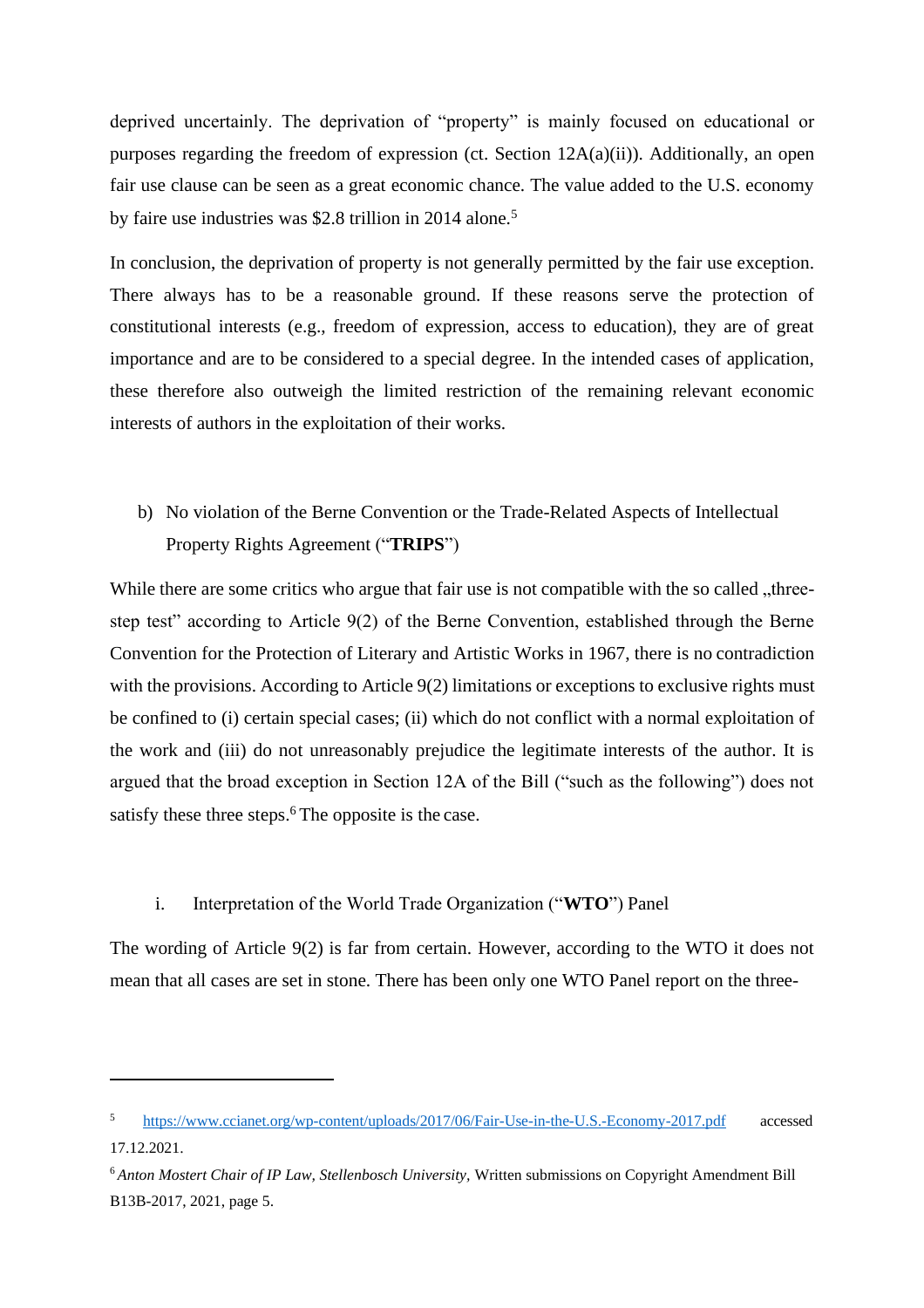deprived uncertainly. The deprivation of "property" is mainly focused on educational or purposes regarding the freedom of expression (ct. Section 12A(a)(ii)). Additionally, an open fair use clause can be seen as a great economic chance. The value added to the U.S. economy by faire use industries was $2.8 trillion in 2014 alone.[5]

In conclusion, the deprivation of property is not generally permitted by the fair use exception. There always has to be a reasonable ground. If these reasons serve the protection of constitutional interests (e.g., freedom of expression, access to education), they are of great importance and are to be considered to a special degree. In the intended cases of application, these therefore also outweigh the limited restriction of the remaining relevant economic interests of authors in the exploitation of their works.

b) No violation of the Berne Convention or the Trade-Related Aspects of Intellectual Property Rights Agreement ("**TRIPS**")

While there are some critics who argue that fair use is not compatible with the so called „three-step test" according to Article 9(2) of the Berne Convention, established through the Berne Convention for the Protection of Literary and Artistic Works in 1967, there is no contradiction with the provisions. According to Article 9(2) limitations or exceptions to exclusive rights must be confined to (i) certain special cases; (ii) which do not conflict with a normal exploitation of the work and (iii) do not unreasonably prejudice the legitimate interests of the author. It is argued that the broad exception in Section 12A of the Bill ("such as the following") does not satisfy these three steps.[6] The opposite is the case.

i. Interpretation of the World Trade Organization ("**WTO**") Panel

The wording of Article 9(2) is far from certain. However, according to the WTO it does not mean that all cases are set in stone. There has been only one WTO Panel report on the three-

---

[5] https://www.ccianet.org/wp-content/uploads/2017/06/Fair-Use-in-the-U.S.-Economy-2017.pdf accessed 17.12.2021.

[6] *Anton Mostert Chair of IP Law, Stellenbosch University,* Written submissions on Copyright Amendment Bill B13B-2017, 2021, page 5.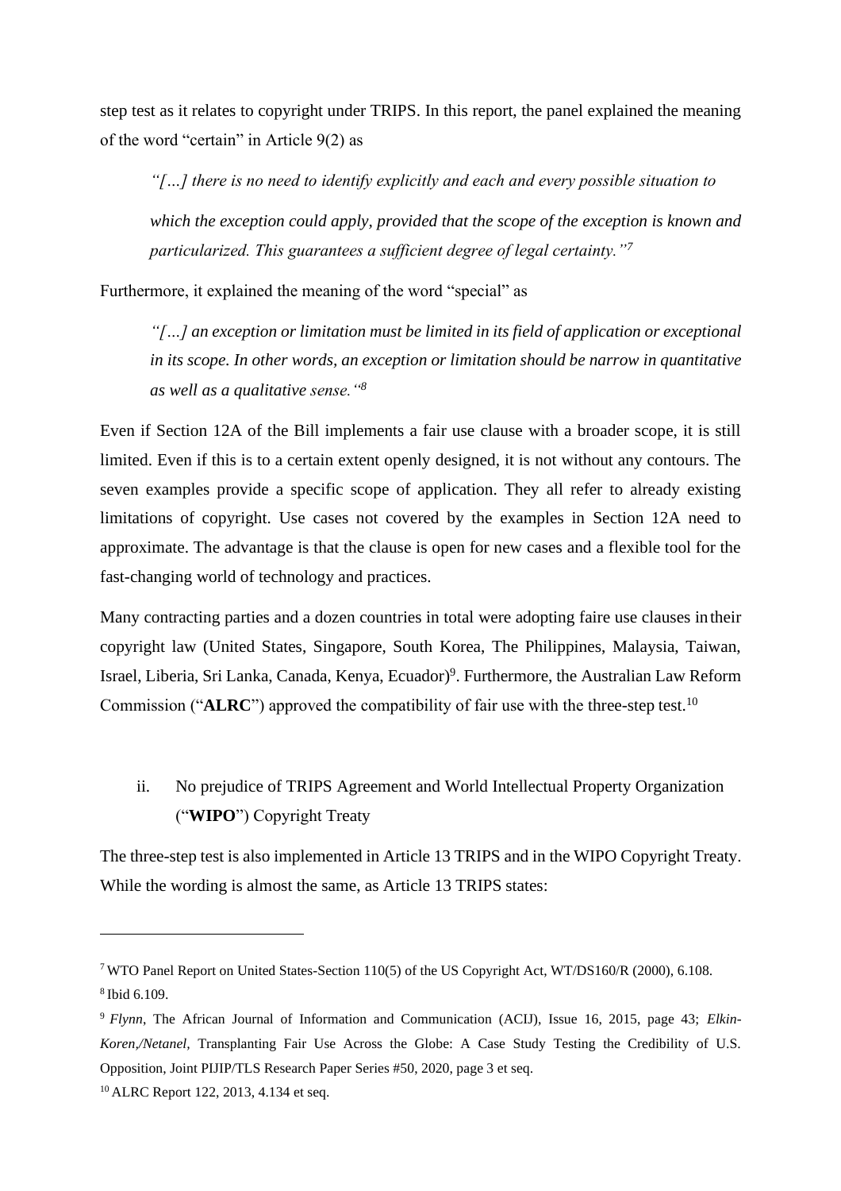step test as it relates to copyright under TRIPS. In this report, the panel explained the meaning of the word "certain" in Article 9(2) as

> *"[…] there is no need to identify explicitly and each and every possible situation to which the exception could apply, provided that the scope of the exception is known and particularized. This guarantees a sufficient degree of legal certainty."*[7]

Furthermore, it explained the meaning of the word "special" as

> *"[…] an exception or limitation must be limited in its field of application or exceptional in its scope. In other words, an exception or limitation should be narrow in quantitative as well as a qualitative sense."*[8]

Even if Section 12A of the Bill implements a fair use clause with a broader scope, it is still limited. Even if this is to a certain extent openly designed, it is not without any contours. The seven examples provide a specific scope of application. They all refer to already existing limitations of copyright. Use cases not covered by the examples in Section 12A need to approximate. The advantage is that the clause is open for new cases and a flexible tool for the fast-changing world of technology and practices.

Many contracting parties and a dozen countries in total were adopting faire use clauses in their copyright law (United States, Singapore, South Korea, The Philippines, Malaysia, Taiwan, Israel, Liberia, Sri Lanka, Canada, Kenya, Ecuador)[9]. Furthermore, the Australian Law Reform Commission ("**ALRC**") approved the compatibility of fair use with the three-step test.[10]

ii. No prejudice of TRIPS Agreement and World Intellectual Property Organization ("**WIPO**") Copyright Treaty

The three-step test is also implemented in Article 13 TRIPS and in the WIPO Copyright Treaty. While the wording is almost the same, as Article 13 TRIPS states:

---

[7] WTO Panel Report on United States-Section 110(5) of the US Copyright Act, WT/DS160/R (2000), 6.108.

[8] Ibid 6.109.

[9] *Flynn*, The African Journal of Information and Communication (ACIJ), Issue 16, 2015, page 43; *Elkin-Koren,/Netanel*, Transplanting Fair Use Across the Globe: A Case Study Testing the Credibility of U.S. Opposition, Joint PIJIP/TLS Research Paper Series #50, 2020, page 3 et seq.

[10] ALRC Report 122, 2013, 4.134 et seq.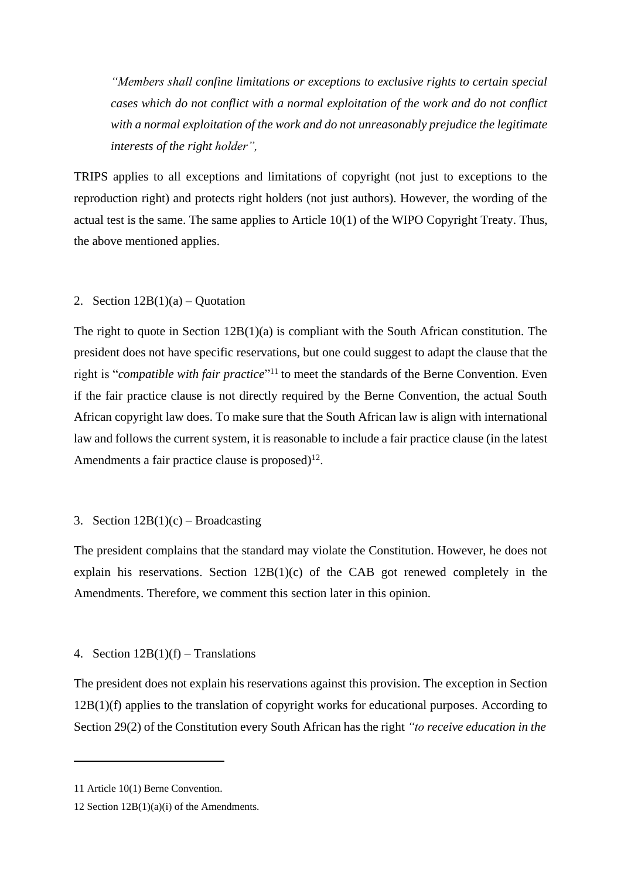> *"Members shall confine limitations or exceptions to exclusive rights to certain special cases which do not conflict with a normal exploitation of the work and do not conflict with a normal exploitation of the work and do not unreasonably prejudice the legitimate interests of the right holder",*

TRIPS applies to all exceptions and limitations of copyright (not just to exceptions to the reproduction right) and protects right holders (not just authors). However, the wording of the actual test is the same. The same applies to Article 10(1) of the WIPO Copyright Treaty. Thus, the above mentioned applies.

2. Section 12B(1)(a) – Quotation

The right to quote in Section 12B(1)(a) is compliant with the South African constitution. The president does not have specific reservations, but one could suggest to adapt the clause that the right is "*compatible with fair practice*"[11] to meet the standards of the Berne Convention. Even if the fair practice clause is not directly required by the Berne Convention, the actual South African copyright law does. To make sure that the South African law is align with international law and follows the current system, it is reasonable to include a fair practice clause (in the latest Amendments a fair practice clause is proposed)[12].

3. Section 12B(1)(c) – Broadcasting

The president complains that the standard may violate the Constitution. However, he does not explain his reservations. Section 12B(1)(c) of the CAB got renewed completely in the Amendments. Therefore, we comment this section later in this opinion.

4. Section 12B(1)(f) – Translations

The president does not explain his reservations against this provision. The exception in Section 12B(1)(f) applies to the translation of copyright works for educational purposes. According to Section 29(2) of the Constitution every South African has the right *"to receive education in the*

---

11 Article 10(1) Berne Convention.

12 Section 12B(1)(a)(i) of the Amendments.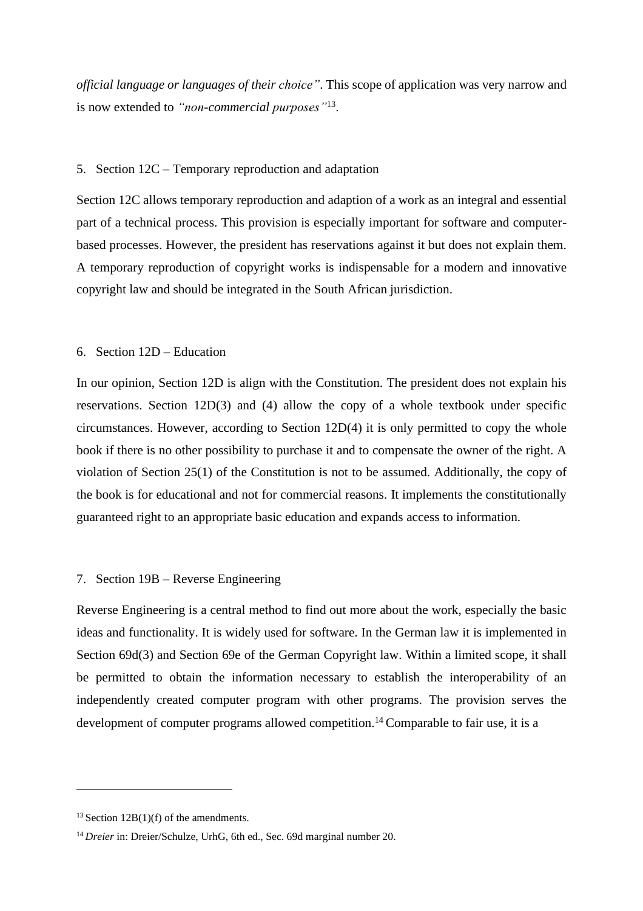*official language or languages of their choice"*. This scope of application was very narrow and is now extended to *"non-commercial purposes"*[13].

5. Section 12C – Temporary reproduction and adaptation

Section 12C allows temporary reproduction and adaption of a work as an integral and essential part of a technical process. This provision is especially important for software and computer-based processes. However, the president has reservations against it but does not explain them. A temporary reproduction of copyright works is indispensable for a modern and innovative copyright law and should be integrated in the South African jurisdiction.

6. Section 12D – Education

In our opinion, Section 12D is align with the Constitution. The president does not explain his reservations. Section 12D(3) and (4) allow the copy of a whole textbook under specific circumstances. However, according to Section 12D(4) it is only permitted to copy the whole book if there is no other possibility to purchase it and to compensate the owner of the right. A violation of Section 25(1) of the Constitution is not to be assumed. Additionally, the copy of the book is for educational and not for commercial reasons. It implements the constitutionally guaranteed right to an appropriate basic education and expands access to information.

7. Section 19B – Reverse Engineering

Reverse Engineering is a central method to find out more about the work, especially the basic ideas and functionality. It is widely used for software. In the German law it is implemented in Section 69d(3) and Section 69e of the German Copyright law. Within a limited scope, it shall be permitted to obtain the information necessary to establish the interoperability of an independently created computer program with other programs. The provision serves the development of computer programs allowed competition.[14] Comparable to fair use, it is a

---

[13] Section 12B(1)(f) of the amendments.

[14] *Dreier* in: Dreier/Schulze, UrhG, 6th ed., Sec. 69d marginal number 20.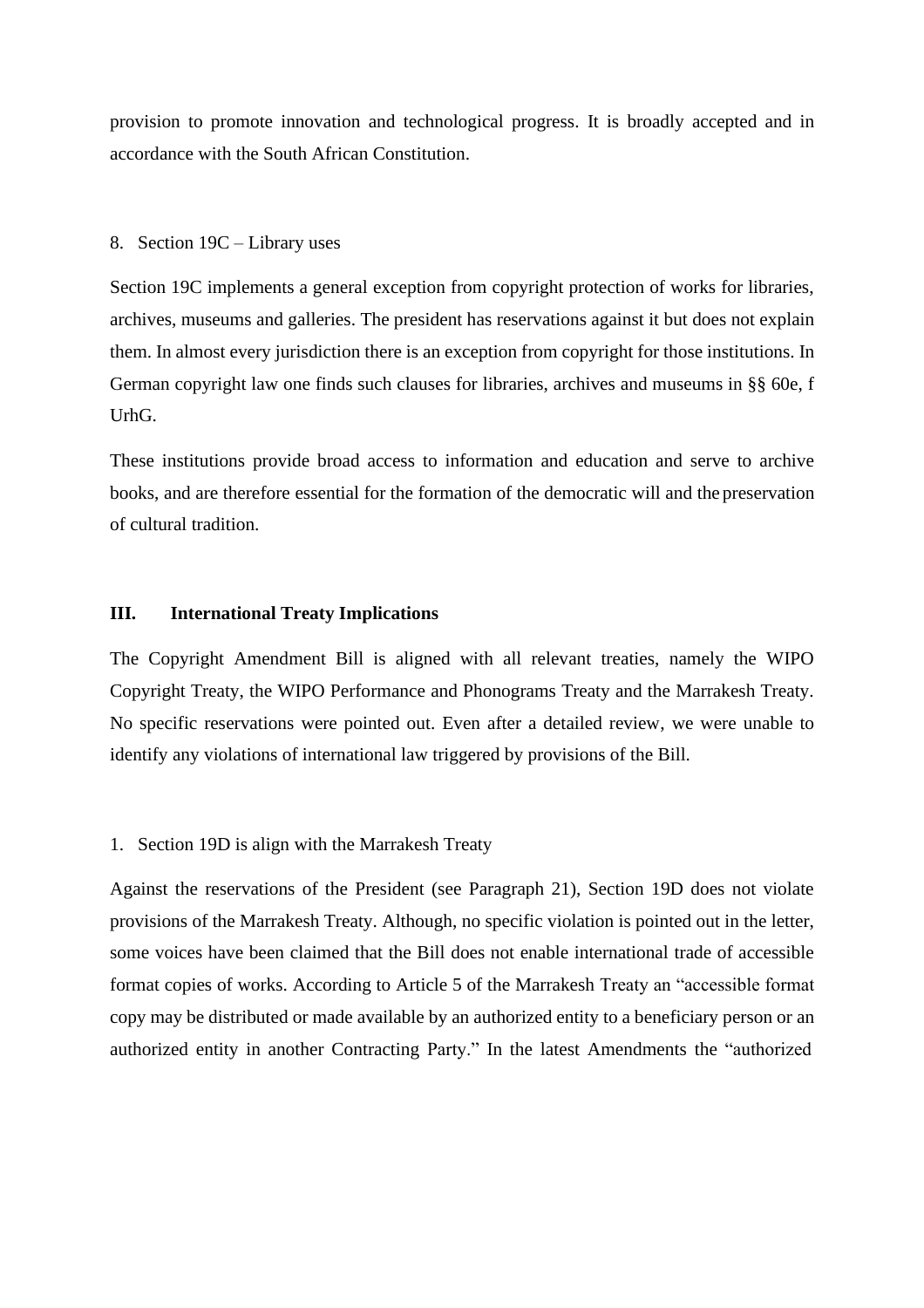provision to promote innovation and technological progress. It is broadly accepted and in accordance with the South African Constitution.

8. Section 19C – Library uses

Section 19C implements a general exception from copyright protection of works for libraries, archives, museums and galleries. The president has reservations against it but does not explain them. In almost every jurisdiction there is an exception from copyright for those institutions. In German copyright law one finds such clauses for libraries, archives and museums in §§ 60e, f UrhG.

These institutions provide broad access to information and education and serve to archive books, and are therefore essential for the formation of the democratic will and the preservation of cultural tradition.

## III. International Treaty Implications

The Copyright Amendment Bill is aligned with all relevant treaties, namely the WIPO Copyright Treaty, the WIPO Performance and Phonograms Treaty and the Marrakesh Treaty. No specific reservations were pointed out. Even after a detailed review, we were unable to identify any violations of international law triggered by provisions of the Bill.

1. Section 19D is align with the Marrakesh Treaty

Against the reservations of the President (see Paragraph 21), Section 19D does not violate provisions of the Marrakesh Treaty. Although, no specific violation is pointed out in the letter, some voices have been claimed that the Bill does not enable international trade of accessible format copies of works. According to Article 5 of the Marrakesh Treaty an "accessible format copy may be distributed or made available by an authorized entity to a beneficiary person or an authorized entity in another Contracting Party." In the latest Amendments the "authorized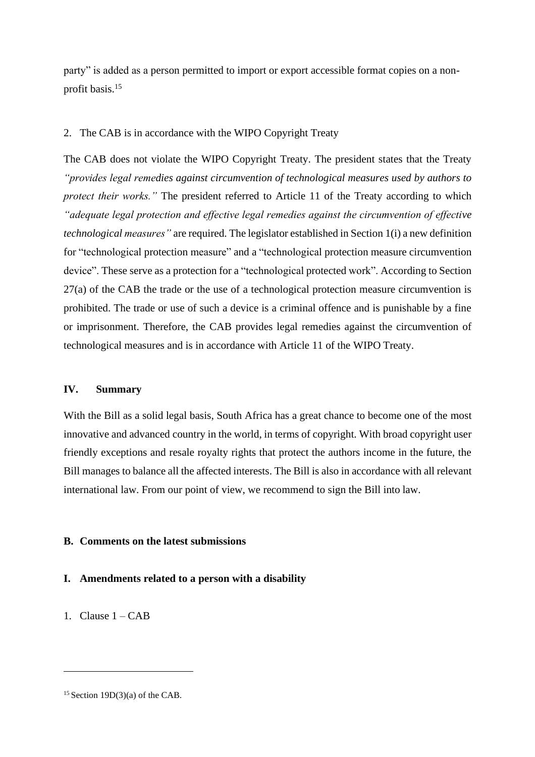party" is added as a person permitted to import or export accessible format copies on a non-profit basis.[15]

2. The CAB is in accordance with the WIPO Copyright Treaty

The CAB does not violate the WIPO Copyright Treaty. The president states that the Treaty *"provides legal remedies against circumvention of technological measures used by authors to protect their works."* The president referred to Article 11 of the Treaty according to which *"adequate legal protection and effective legal remedies against the circumvention of effective technological measures"* are required. The legislator established in Section 1(i) a new definition for "technological protection measure" and a "technological protection measure circumvention device". These serve as a protection for a "technological protected work". According to Section 27(a) of the CAB the trade or the use of a technological protection measure circumvention is prohibited. The trade or use of such a device is a criminal offence and is punishable by a fine or imprisonment. Therefore, the CAB provides legal remedies against the circumvention of technological measures and is in accordance with Article 11 of the WIPO Treaty.

### IV. Summary

With the Bill as a solid legal basis, South Africa has a great chance to become one of the most innovative and advanced country in the world, in terms of copyright. With broad copyright user friendly exceptions and resale royalty rights that protect the authors income in the future, the Bill manages to balance all the affected interests. The Bill is also in accordance with all relevant international law. From our point of view, we recommend to sign the Bill into law.

## B. Comments on the latest submissions

### I. Amendments related to a person with a disability

1. Clause 1 – CAB

---

[15] Section 19D(3)(a) of the CAB.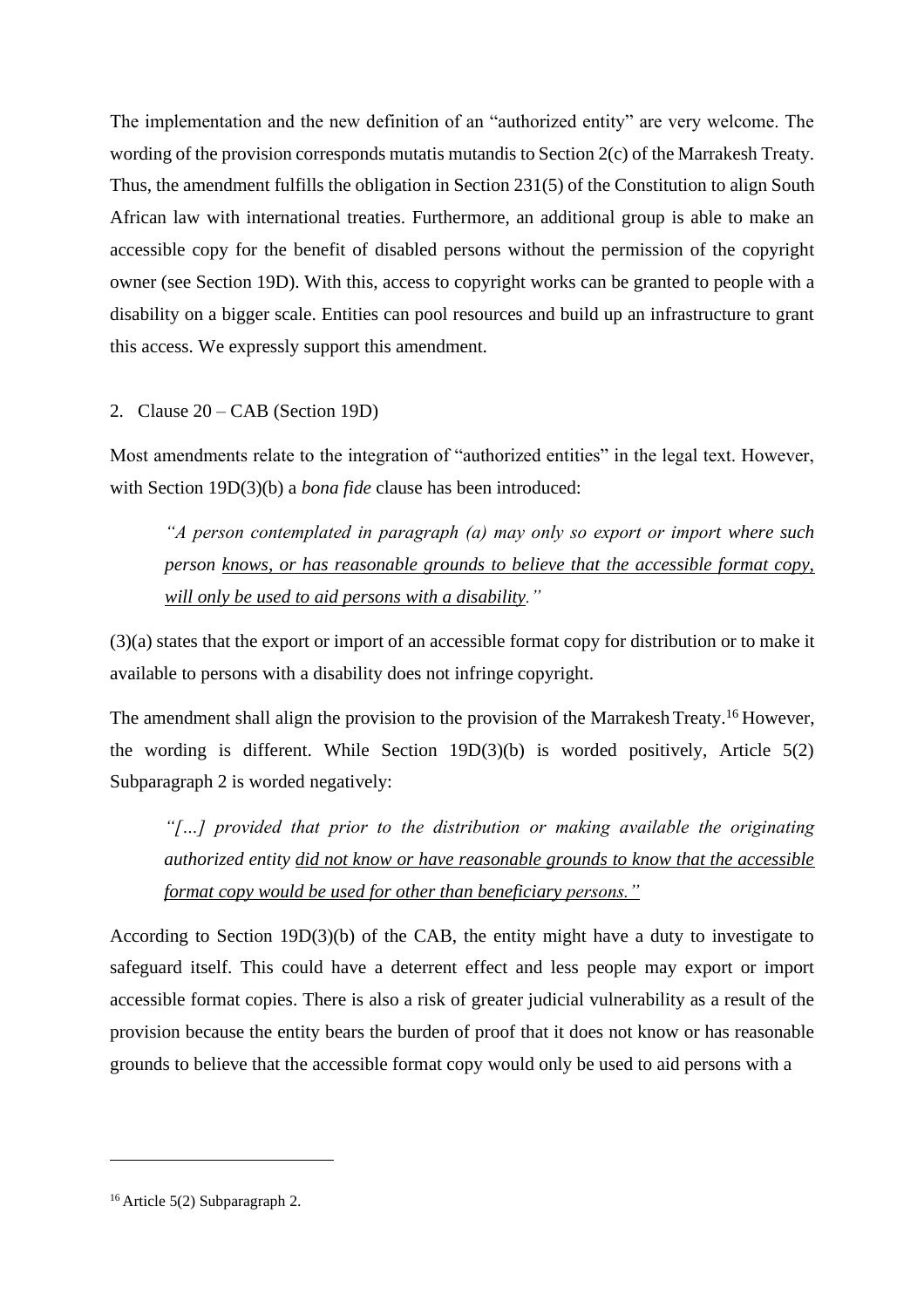The implementation and the new definition of an "authorized entity" are very welcome. The wording of the provision corresponds mutatis mutandis to Section 2(c) of the Marrakesh Treaty. Thus, the amendment fulfills the obligation in Section 231(5) of the Constitution to align South African law with international treaties. Furthermore, an additional group is able to make an accessible copy for the benefit of disabled persons without the permission of the copyright owner (see Section 19D). With this, access to copyright works can be granted to people with a disability on a bigger scale. Entities can pool resources and build up an infrastructure to grant this access. We expressly support this amendment.

2. Clause 20 – CAB (Section 19D)

Most amendments relate to the integration of "authorized entities" in the legal text. However, with Section 19D(3)(b) a *bona fide* clause has been introduced:

> *"A person contemplated in paragraph (a) may only so export or import where such person <u>knows, or has reasonable grounds to believe that the accessible format copy, will only be used to aid persons with a disability</u>."*

(3)(a) states that the export or import of an accessible format copy for distribution or to make it available to persons with a disability does not infringe copyright.

The amendment shall align the provision to the provision of the Marrakesh Treaty.[16] However, the wording is different. While Section 19D(3)(b) is worded positively, Article 5(2) Subparagraph 2 is worded negatively:

> *"[…] provided that prior to the distribution or making available the originating authorized entity <u>did not know or have reasonable grounds to know that the accessible format copy would be used for other than beneficiary persons</u>."*

According to Section 19D(3)(b) of the CAB, the entity might have a duty to investigate to safeguard itself. This could have a deterrent effect and less people may export or import accessible format copies. There is also a risk of greater judicial vulnerability as a result of the provision because the entity bears the burden of proof that it does not know or has reasonable grounds to believe that the accessible format copy would only be used to aid persons with a

[16] Article 5(2) Subparagraph 2.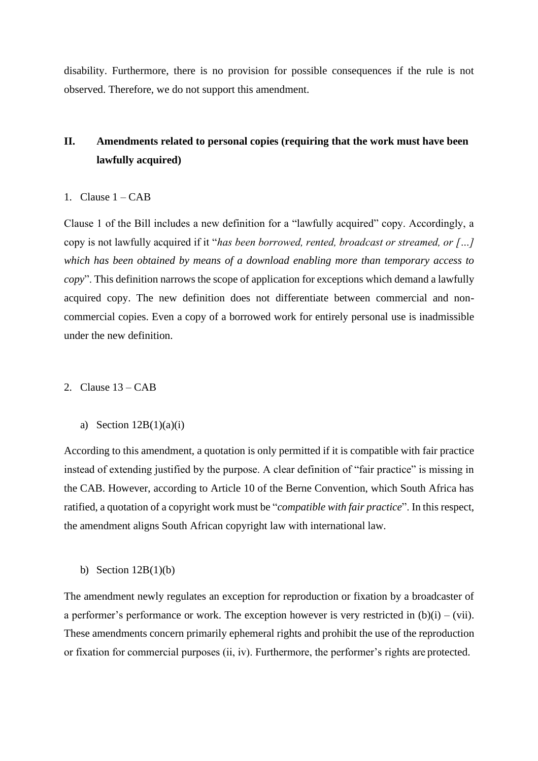disability. Furthermore, there is no provision for possible consequences if the rule is not observed. Therefore, we do not support this amendment.

## II. Amendments related to personal copies (requiring that the work must have been lawfully acquired)

1. Clause 1 – CAB

Clause 1 of the Bill includes a new definition for a "lawfully acquired" copy. Accordingly, a copy is not lawfully acquired if it "*has been borrowed, rented, broadcast or streamed, or […] which has been obtained by means of a download enabling more than temporary access to copy*". This definition narrows the scope of application for exceptions which demand a lawfully acquired copy. The new definition does not differentiate between commercial and non-commercial copies. Even a copy of a borrowed work for entirely personal use is inadmissible under the new definition.

2. Clause 13 – CAB

a) Section 12B(1)(a)(i)

According to this amendment, a quotation is only permitted if it is compatible with fair practice instead of extending justified by the purpose. A clear definition of "fair practice" is missing in the CAB. However, according to Article 10 of the Berne Convention, which South Africa has ratified, a quotation of a copyright work must be "*compatible with fair practice*". In this respect, the amendment aligns South African copyright law with international law.

b) Section 12B(1)(b)

The amendment newly regulates an exception for reproduction or fixation by a broadcaster of a performer's performance or work. The exception however is very restricted in (b)(i) – (vii). These amendments concern primarily ephemeral rights and prohibit the use of the reproduction or fixation for commercial purposes (ii, iv). Furthermore, the performer's rights are protected.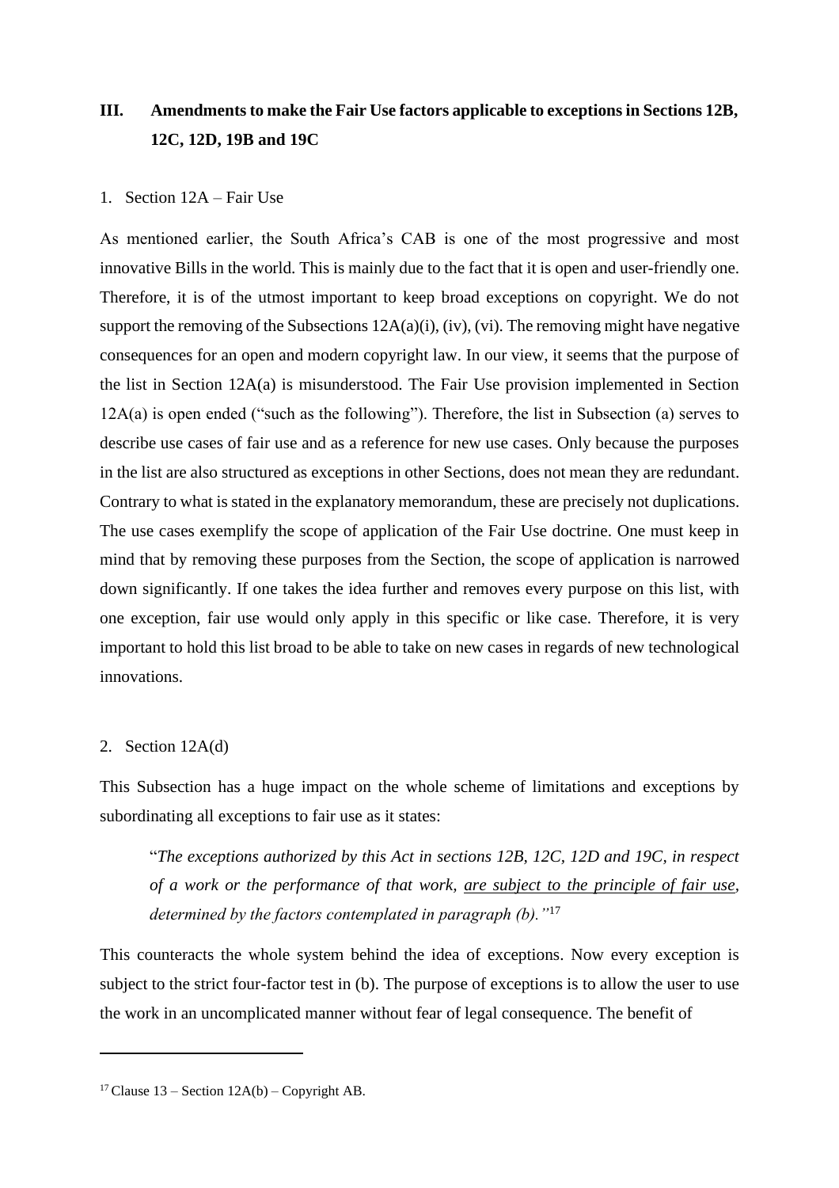## III. Amendments to make the Fair Use factors applicable to exceptions in Sections 12B, 12C, 12D, 19B and 19C

### 1. Section 12A – Fair Use

As mentioned earlier, the South Africa's CAB is one of the most progressive and most innovative Bills in the world. This is mainly due to the fact that it is open and user-friendly one. Therefore, it is of the utmost important to keep broad exceptions on copyright. We do not support the removing of the Subsections 12A(a)(i), (iv), (vi). The removing might have negative consequences for an open and modern copyright law. In our view, it seems that the purpose of the list in Section 12A(a) is misunderstood. The Fair Use provision implemented in Section 12A(a) is open ended ("such as the following"). Therefore, the list in Subsection (a) serves to describe use cases of fair use and as a reference for new use cases. Only because the purposes in the list are also structured as exceptions in other Sections, does not mean they are redundant. Contrary to what is stated in the explanatory memorandum, these are precisely not duplications. The use cases exemplify the scope of application of the Fair Use doctrine. One must keep in mind that by removing these purposes from the Section, the scope of application is narrowed down significantly. If one takes the idea further and removes every purpose on this list, with one exception, fair use would only apply in this specific or like case. Therefore, it is very important to hold this list broad to be able to take on new cases in regards of new technological innovations.

### 2. Section 12A(d)

This Subsection has a huge impact on the whole scheme of limitations and exceptions by subordinating all exceptions to fair use as it states:

> "*The exceptions authorized by this Act in sections 12B, 12C, 12D and 19C, in respect of a work or the performance of that work, <u>are subject to the principle of fair use</u>, determined by the factors contemplated in paragraph (b).*"[17]

This counteracts the whole system behind the idea of exceptions. Now every exception is subject to the strict four-factor test in (b). The purpose of exceptions is to allow the user to use the work in an uncomplicated manner without fear of legal consequence. The benefit of

---

[17] Clause 13 – Section 12A(b) – Copyright AB.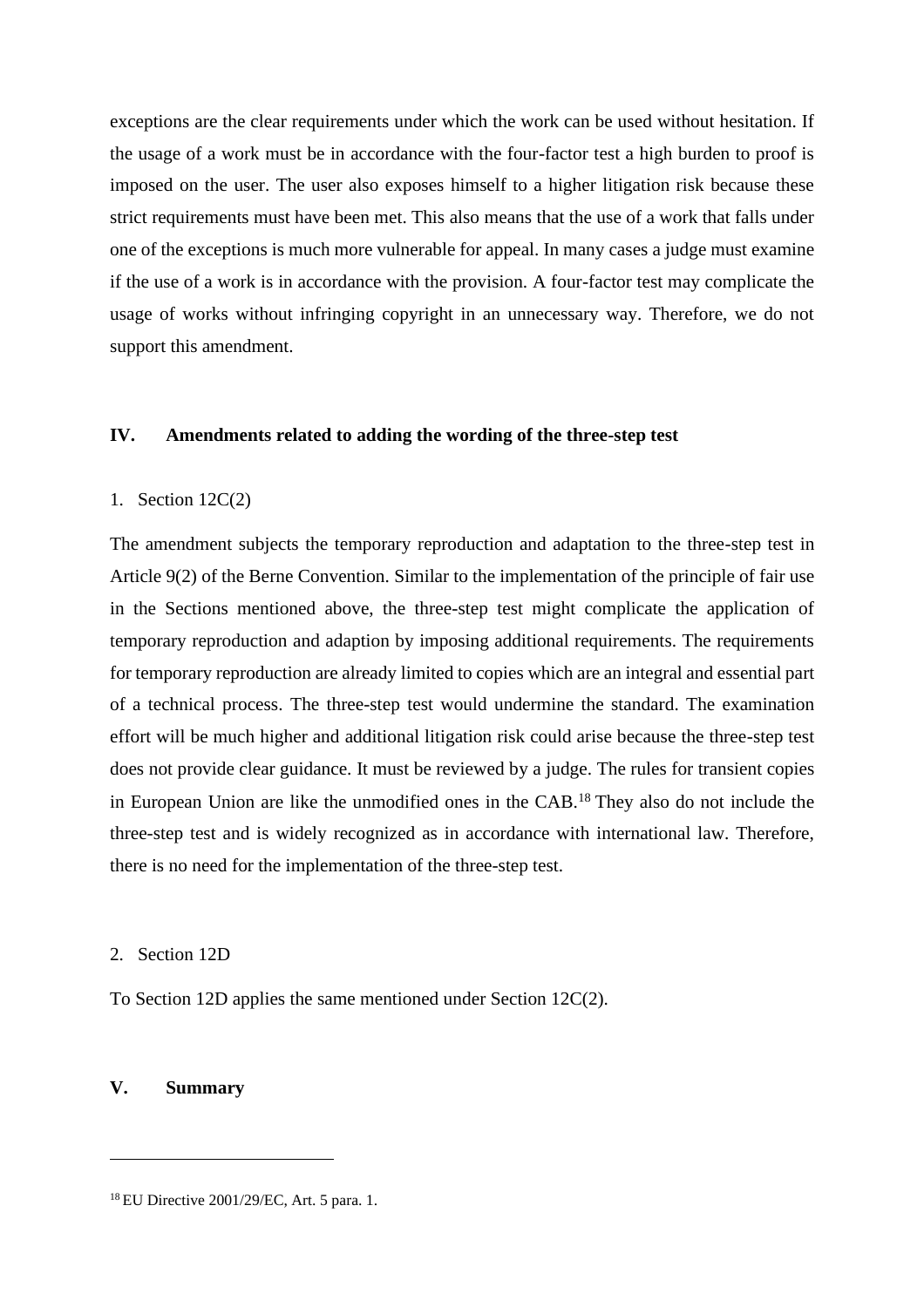exceptions are the clear requirements under which the work can be used without hesitation. If the usage of a work must be in accordance with the four-factor test a high burden to proof is imposed on the user. The user also exposes himself to a higher litigation risk because these strict requirements must have been met. This also means that the use of a work that falls under one of the exceptions is much more vulnerable for appeal. In many cases a judge must examine if the use of a work is in accordance with the provision. A four-factor test may complicate the usage of works without infringing copyright in an unnecessary way. Therefore, we do not support this amendment.

## IV. Amendments related to adding the wording of the three-step test

### 1. Section 12C(2)

The amendment subjects the temporary reproduction and adaptation to the three-step test in Article 9(2) of the Berne Convention. Similar to the implementation of the principle of fair use in the Sections mentioned above, the three-step test might complicate the application of temporary reproduction and adaption by imposing additional requirements. The requirements for temporary reproduction are already limited to copies which are an integral and essential part of a technical process. The three-step test would undermine the standard. The examination effort will be much higher and additional litigation risk could arise because the three-step test does not provide clear guidance. It must be reviewed by a judge. The rules for transient copies in European Union are like the unmodified ones in the CAB.[18] They also do not include the three-step test and is widely recognized as in accordance with international law. Therefore, there is no need for the implementation of the three-step test.

### 2. Section 12D

To Section 12D applies the same mentioned under Section 12C(2).

## V. Summary

---

[18] EU Directive 2001/29/EC, Art. 5 para. 1.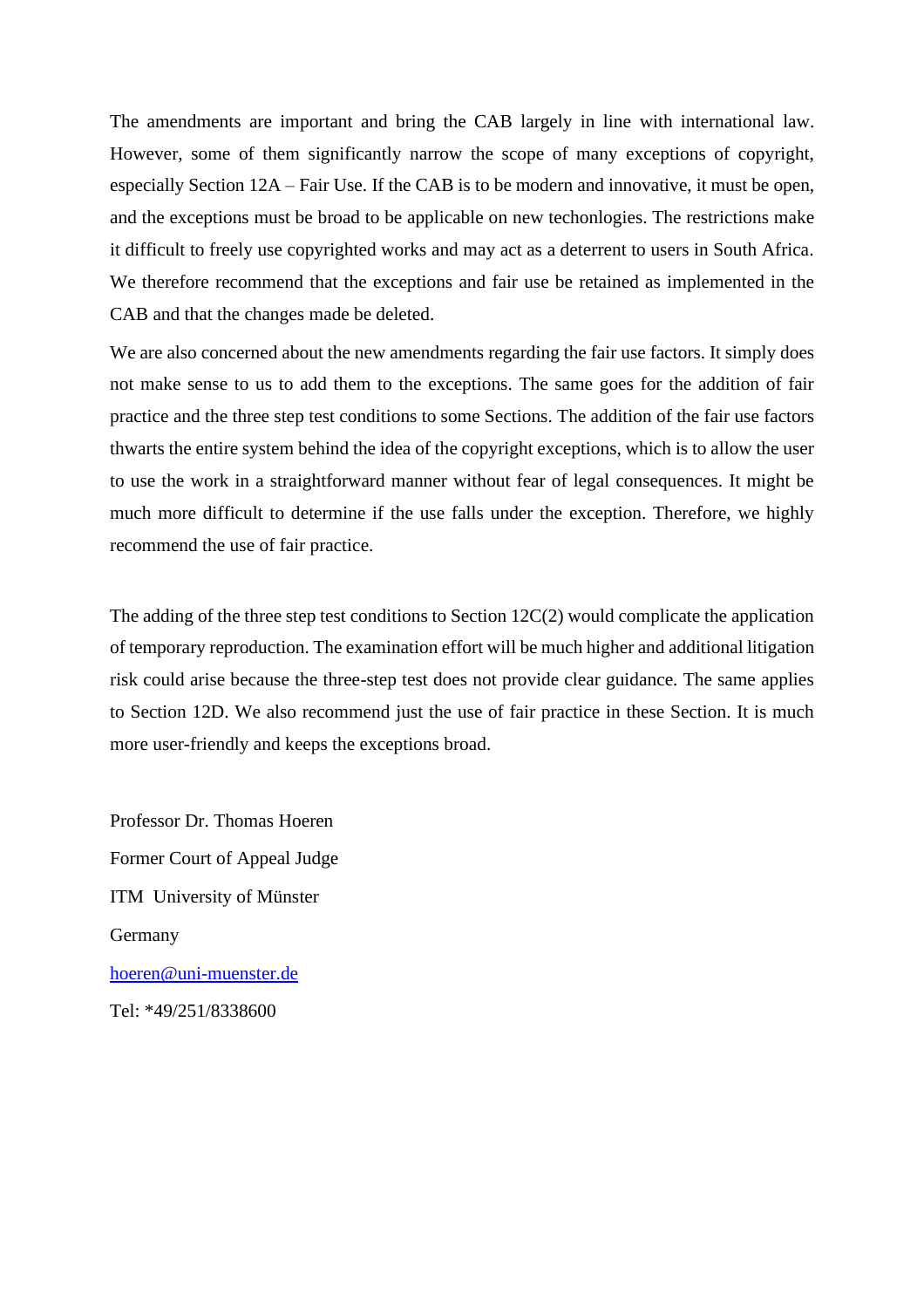The amendments are important and bring the CAB largely in line with international law. However, some of them significantly narrow the scope of many exceptions of copyright, especially Section 12A – Fair Use. If the CAB is to be modern and innovative, it must be open, and the exceptions must be broad to be applicable on new techonlogies. The restrictions make it difficult to freely use copyrighted works and may act as a deterrent to users in South Africa. We therefore recommend that the exceptions and fair use be retained as implemented in the CAB and that the changes made be deleted.

We are also concerned about the new amendments regarding the fair use factors. It simply does not make sense to us to add them to the exceptions. The same goes for the addition of fair practice and the three step test conditions to some Sections. The addition of the fair use factors thwarts the entire system behind the idea of the copyright exceptions, which is to allow the user to use the work in a straightforward manner without fear of legal consequences. It might be much more difficult to determine if the use falls under the exception. Therefore, we highly recommend the use of fair practice.

The adding of the three step test conditions to Section 12C(2) would complicate the application of temporary reproduction. The examination effort will be much higher and additional litigation risk could arise because the three-step test does not provide clear guidance. The same applies to Section 12D. We also recommend just the use of fair practice in these Section. It is much more user-friendly and keeps the exceptions broad.

Professor Dr. Thomas Hoeren

Former Court of Appeal Judge

ITM University of Münster

Germany

hoeren@uni-muenster.de

Tel: *49/251/8338600